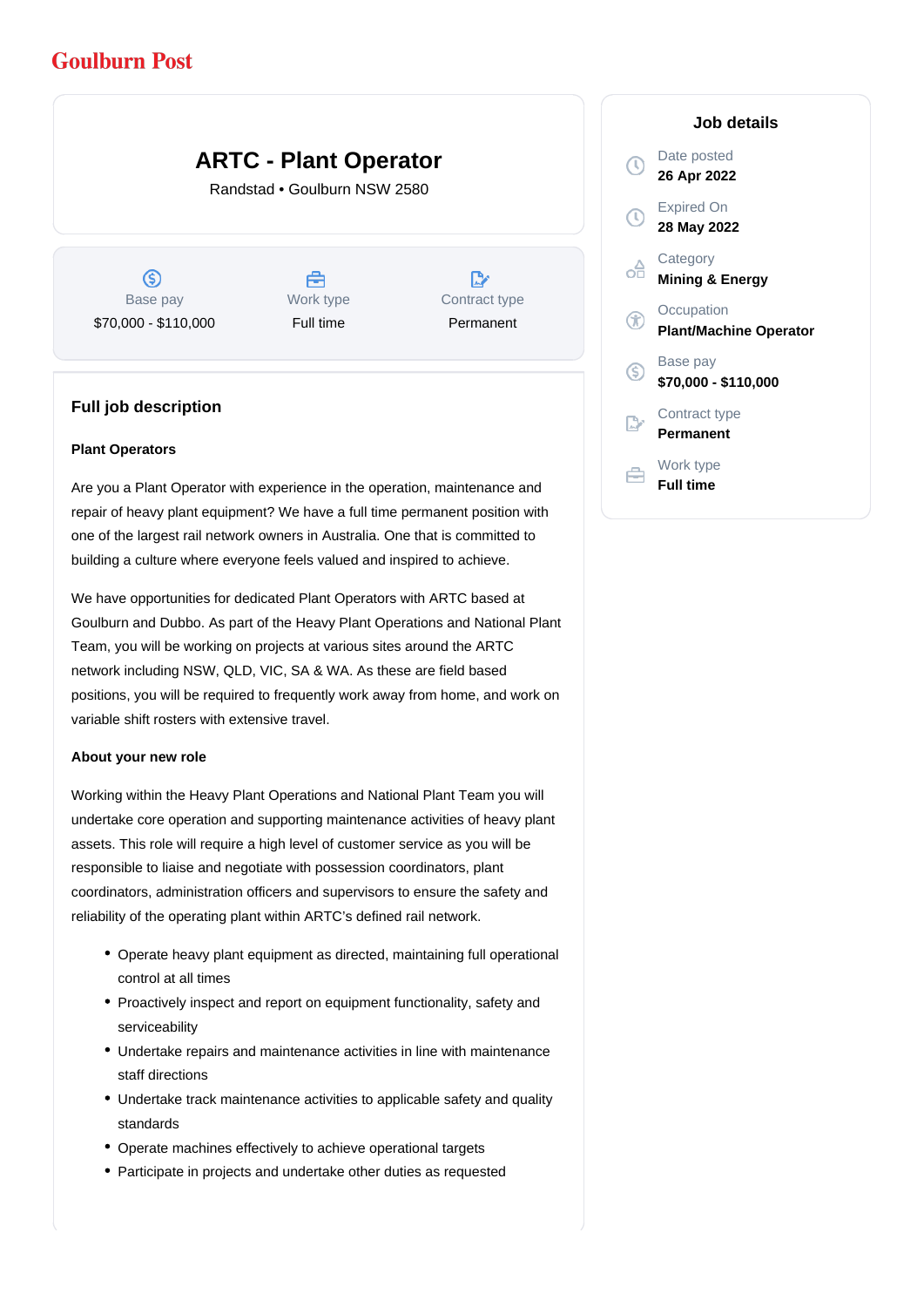Goulburn Post

# ARTC - Plant Operator

Randstad • Goulburn NSW 2580

| Base pay | Work type | Contract type |
|---|---|---|
| $70,000 - $110,000 | Full time | Permanent |

## Job details

Date posted
**26 Apr 2022**

Expired On
**28 May 2022**

Category
**Mining & Energy**

Occupation
**Plant/Machine Operator**

Base pay
**$70,000 - $110,000**

Contract type
**Permanent**

Work type
**Full time**

## Full job description

**Plant Operators**

Are you a Plant Operator with experience in the operation, maintenance and repair of heavy plant equipment? We have a full time permanent position with one of the largest rail network owners in Australia. One that is committed to building a culture where everyone feels valued and inspired to achieve.

We have opportunities for dedicated Plant Operators with ARTC based at Goulburn and Dubbo. As part of the Heavy Plant Operations and National Plant Team, you will be working on projects at various sites around the ARTC network including NSW, QLD, VIC, SA & WA. As these are field based positions, you will be required to frequently work away from home, and work on variable shift rosters with extensive travel.

**About your new role**

Working within the Heavy Plant Operations and National Plant Team you will undertake core operation and supporting maintenance activities of heavy plant assets. This role will require a high level of customer service as you will be responsible to liaise and negotiate with possession coordinators, plant coordinators, administration officers and supervisors to ensure the safety and reliability of the operating plant within ARTC's defined rail network.

- Operate heavy plant equipment as directed, maintaining full operational control at all times
- Proactively inspect and report on equipment functionality, safety and serviceability
- Undertake repairs and maintenance activities in line with maintenance staff directions
- Undertake track maintenance activities to applicable safety and quality standards
- Operate machines effectively to achieve operational targets
- Participate in projects and undertake other duties as requested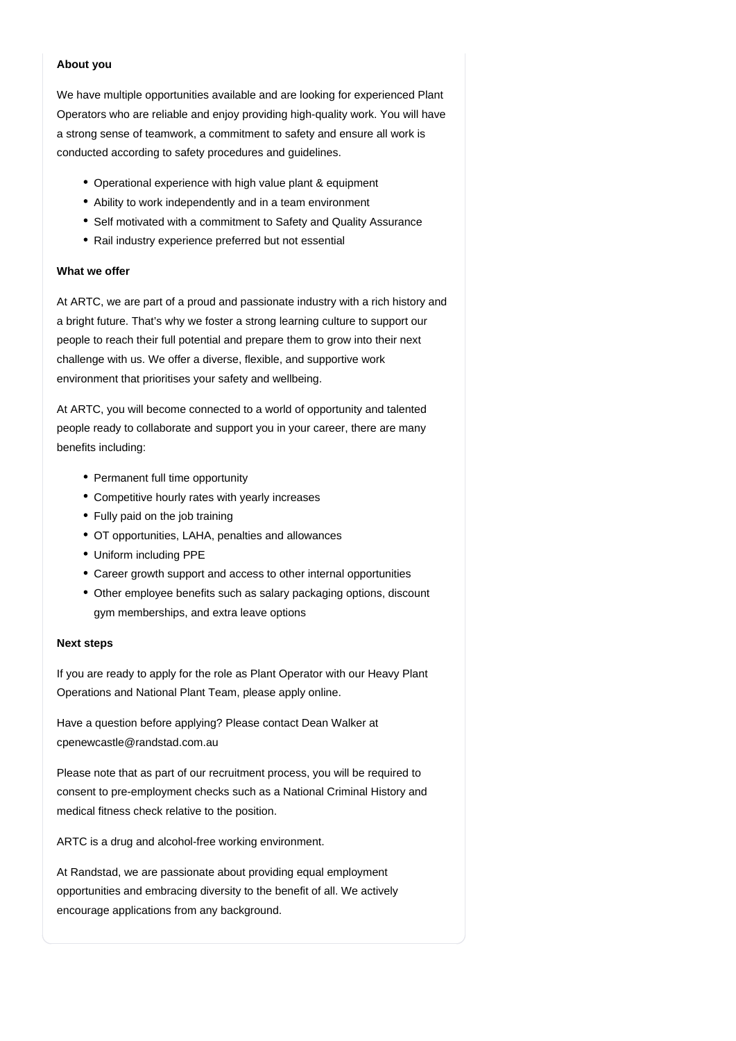**About you**

We have multiple opportunities available and are looking for experienced Plant Operators who are reliable and enjoy providing high-quality work. You will have a strong sense of teamwork, a commitment to safety and ensure all work is conducted according to safety procedures and guidelines.

- Operational experience with high value plant & equipment
- Ability to work independently and in a team environment
- Self motivated with a commitment to Safety and Quality Assurance
- Rail industry experience preferred but not essential

**What we offer**

At ARTC, we are part of a proud and passionate industry with a rich history and a bright future. That's why we foster a strong learning culture to support our people to reach their full potential and prepare them to grow into their next challenge with us. We offer a diverse, flexible, and supportive work environment that prioritises your safety and wellbeing.

At ARTC, you will become connected to a world of opportunity and talented people ready to collaborate and support you in your career, there are many benefits including:

- Permanent full time opportunity
- Competitive hourly rates with yearly increases
- Fully paid on the job training
- OT opportunities, LAHA, penalties and allowances
- Uniform including PPE
- Career growth support and access to other internal opportunities
- Other employee benefits such as salary packaging options, discount gym memberships, and extra leave options

**Next steps**

If you are ready to apply for the role as Plant Operator with our Heavy Plant Operations and National Plant Team, please apply online.

Have a question before applying? Please contact Dean Walker at cpenewcastle@randstad.com.au

Please note that as part of our recruitment process, you will be required to consent to pre-employment checks such as a National Criminal History and medical fitness check relative to the position.

ARTC is a drug and alcohol-free working environment.

At Randstad, we are passionate about providing equal employment opportunities and embracing diversity to the benefit of all. We actively encourage applications from any background.